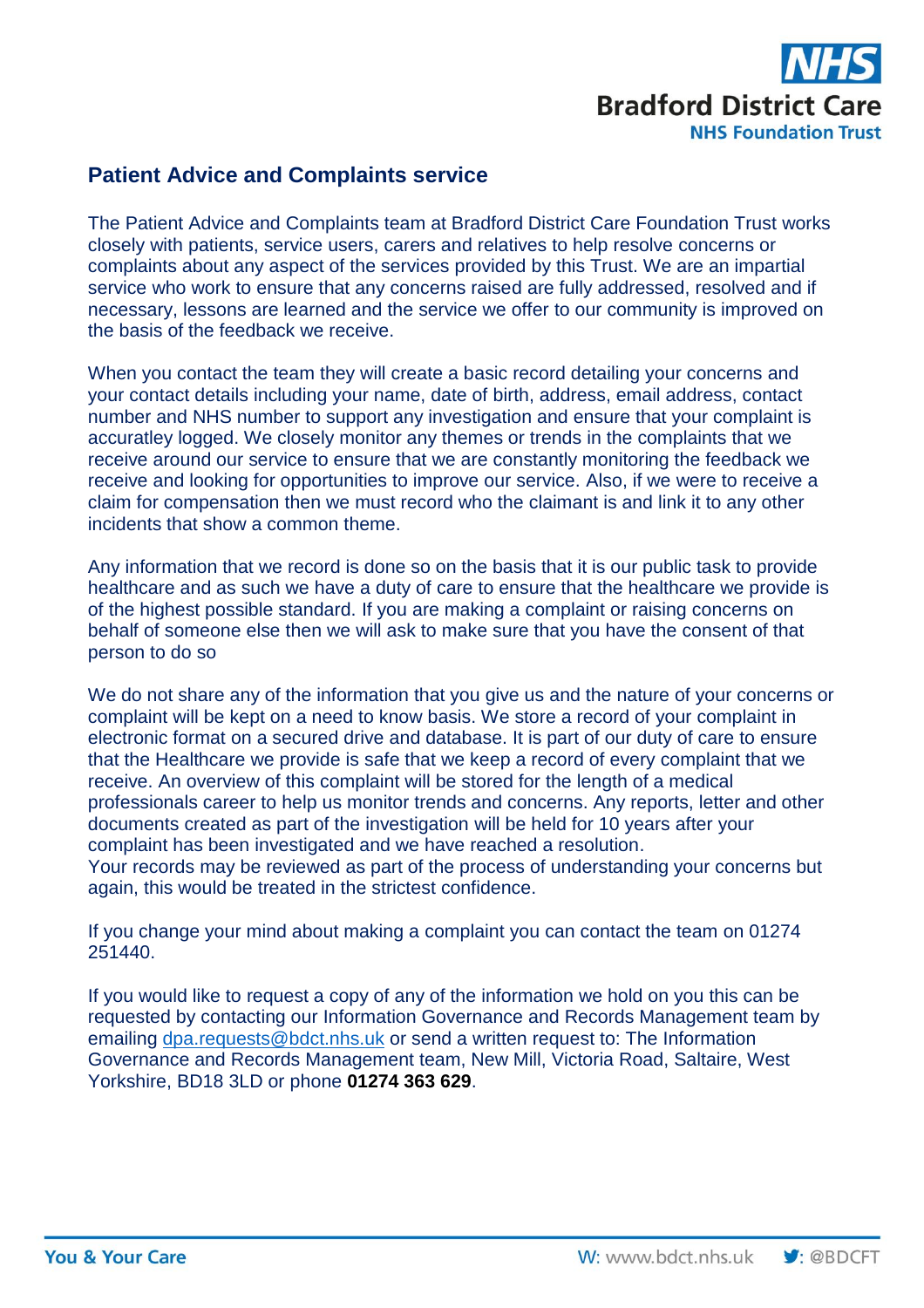# Patient Advice and Complaints service

The Patient Advice and Complaints team at Bradford District Care Foundation Trust works closely with patients, service users, carers and relatives to help resolve concerns or complaints about any aspect of the services provided by this Trust. We are an impartial service who work to ensure that any concerns raised are fully addressed, resolved and if necessary, lessons are learned and the service we offer to our community is improved on the basis of the feedback we receive.

When you contact the team they will create a basic record detailing your concerns and your contact details including your name, date of birth, address, email address, contact number and NHS number to support any investigation and ensure that your complaint is accuratley logged. We closely monitor any themes or trends in the complaints that we receive around our service to ensure that we are constantly monitoring the feedback we receive and looking for opportunities to improve our service. Also, if we were to receive a claim for compensation then we must record who the claimant is and link it to any other incidents that show a common theme.

Any information that we record is done so on the basis that it is our public task to provide healthcare and as such we have a duty of care to ensure that the healthcare we provide is of the highest possible standard. If you are making a complaint or raising concerns on behalf of someone else then we will ask to make sure that you have the consent of that person to do so

We do not share any of the information that you give us and the nature of your concerns or complaint will be kept on a need to know basis. We store a record of your complaint in electronic format on a secured drive and database. It is part of our duty of care to ensure that the Healthcare we provide is safe that we keep a record of every complaint that we receive. An overview of this complaint will be stored for the length of a medical professionals career to help us monitor trends and concerns. Any reports, letter and other documents created as part of the investigation will be held for 10 years after your complaint has been investigated and we have reached a resolution.
Your records may be reviewed as part of the process of understanding your concerns but again, this would be treated in the strictest confidence.

If you change your mind about making a complaint you can contact the team on 01274 251440.

If you would like to request a copy of any of the information we hold on you this can be requested by contacting our Information Governance and Records Management team by emailing dpa.requests@bdct.nhs.uk or send a written request to: The Information Governance and Records Management team, New Mill, Victoria Road, Saltaire, West Yorkshire, BD18 3LD or phone **01274 363 629**.